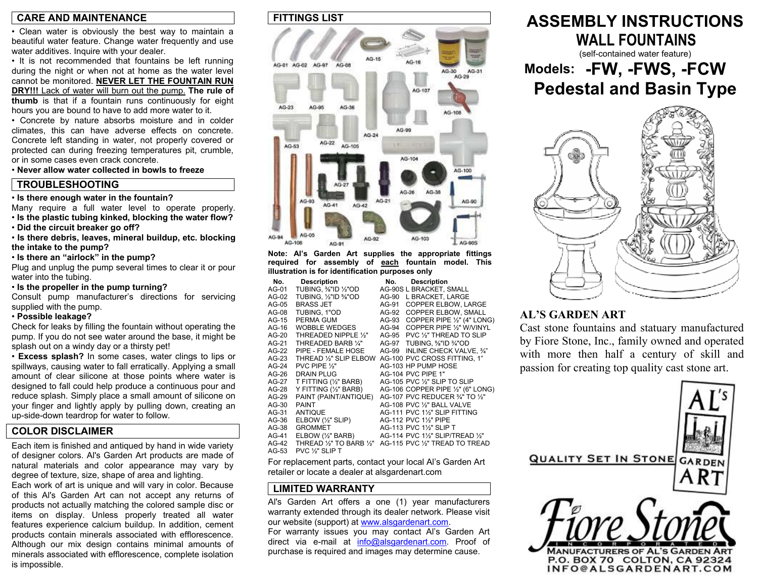## CARE AND MAINTENANCE

- Clean water is obviously the best way to maintain a beautiful water feature. Change water frequently and use water additives. Inquire with your dealer.
- It is not recommended that fountains be left running during the night or when not at home as the water level cannot be monitored. **NEVER LET THE FOUNTAIN RUN DRY!!!** Lack of water will burn out the pump. **The rule of thumb** is that if a fountain runs continuously for eight hours you are bound to have to add more water to it.
- Concrete by nature absorbs moisture and in colder climates, this can have adverse effects on concrete. Concrete left standing in water, not properly covered or protected can during freezing temperatures pit, crumble, or in some cases even crack concrete.
- **Never allow water collected in bowls to freeze**

## TROUBLESHOOTING

- **Is there enough water in the fountain?**

Many require a full water level to operate properly.

- **Is the plastic tubing kinked, blocking the water flow?**
- **Did the circuit breaker go off?**
- **Is there debris, leaves, mineral buildup, etc. blocking the intake to the pump?**
- **Is there an "airlock" in the pump?**

Plug and unplug the pump several times to clear it or pour water into the tubing.

- **Is the propeller in the pump turning?**

Consult pump manufacturer's directions for servicing supplied with the pump.

- **Possible leakage?**

Check for leaks by filling the fountain without operating the pump. If you do not see water around the base, it might be splash out on a windy day or a thirsty pet!

- **Excess splash?** In some cases, water clings to lips or spillways, causing water to fall erratically. Applying a small amount of clear silicone at those points where water is designed to fall could help produce a continuous pour and reduce splash. Simply place a small amount of silicone on your finger and lightly apply by pulling down, creating an up-side-down teardrop for water to follow.

## COLOR DISCLAIMER

Each item is finished and antiqued by hand in wide variety of designer colors. Al's Garden Art products are made of natural materials and color appearance may vary by degree of texture, size, shape of area and lighting.

Each work of art is unique and will vary in color. Because of this Al's Garden Art can not accept any returns of products not actually matching the colored sample disc or items on display. Unless properly treated all water features experience calcium buildup. In addition, cement products contain minerals associated with efflorescence. Although our mix design contains minimal amounts of minerals associated with efflorescence, complete isolation is impossible.

## FITTINGS LIST

**Note: Al's Garden Art supplies the appropriate fittings required for assembly of each fountain model. This illustration is for identification purposes only**

| No. | Description | No. | Description |
|---|---|---|---|
| AG-01 | TUBING, ⅜"ID ½"OD | AG-90S | L BRACKET, SMALL |
| AG-02 | TUBING, ½"ID ⅝"OD | AG-90 | L BRACKET, LARGE |
| AG-05 | BRASS JET | AG-91 | COPPER ELBOW, LARGE |
| AG-08 | TUBING, 1"OD | AG-92 | COPPER ELBOW, SMALL |
| AG-15 | PERMA GUM | AG-93 | COPPER PIPE ½" (4" LONG) |
| AG-16 | WOBBLE WEDGES | AG-94 | COPPER PIPE ½" W/VINYL |
| AG-20 | THREADED NIPPLE ½" | AG-95 | PVC ½" THREAD TO SLIP |
| AG-21 | THREADED BARB ¼" | AG-97 | TUBING, ⅝"ID ¾"OD |
| AG-22 | PIPE - FEMALE HOSE | AG-99 | INLINE CHECK VALVE, ¾" |
| AG-23 | THREAD ½" SLIP ELBOW | AG-100 | PVC CROSS FITTING, 1" |
| AG-24 | PVC PIPE ½" | AG-103 | HP PUMP HOSE |
| AG-26 | DRAIN PLUG | AG-104 | PVC PIPE 1" |
| AG-27 | T FITTING (½" BARB) | AG-105 | PVC ½" SLIP TO SLIP |
| AG-28 | Y FITTING (½" BARB) | AG-106 | COPPER PIPE ½" (6" LONG) |
| AG-29 | PAINT (PAINT/ANTIQUE) | AG-107 | PVC REDUCER ¾" TO ½" |
| AG-30 | PAINT | AG-108 | PVC ½" BALL VALVE |
| AG-31 | ANTIQUE | AG-111 | PVC 1½" SLIP FITTING |
| AG-36 | ELBOW (½" SLIP) | AG-112 | PVC 1½" PIPE |
| AG-38 | GROMMET | AG-113 | PVC 1½" SLIP T |
| AG-41 | ELBOW (½" BARB) | AG-114 | PVC 1½" SLIP/TREAD ½" |
| AG-42 | THREAD ½" TO BARB ½" | AG-115 | PVC ½" TREAD TO TREAD |
| AG-53 | PVC ½" SLIP T | | |

For replacement parts, contact your local Al's Garden Art retailer or locate a dealer at alsgardenart.com

## LIMITED WARRANTY

Al's Garden Art offers a one (1) year manufacturers warranty extended through its dealer network. Please visit our website (support) at www.alsgardenart.com.

For warranty issues you may contact Al's Garden Art direct via e-mail at info@alsgardenart.com. Proof of purchase is required and images may determine cause.

# ASSEMBLY INSTRUCTIONS
## WALL FOUNTAINS

(self-contained water feature)

## Models: -FW, -FWS, -FCW
## Pedestal and Basin Type

### AL'S GARDEN ART

Cast stone fountains and statuary manufactured by Fiore Stone, Inc., family owned and operated with more then half a century of skill and passion for creating top quality cast stone art.

QUALITY SET IN STONE — AL'S GARDEN ART

Fiore Stone INCORPORATED

MANUFACTURERS OF AL'S GARDEN ART
P.O. BOX 70 COLTON, CA 92324
INFO@ALSGARDENART.COM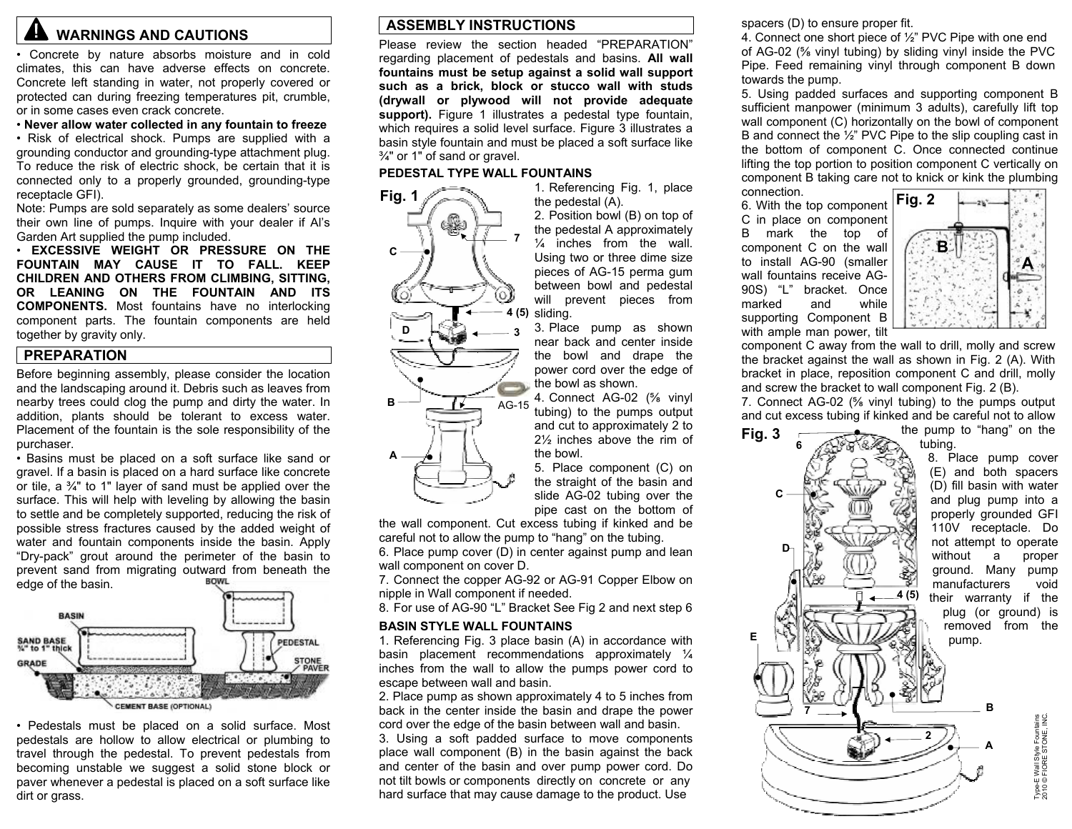## WARNINGS AND CAUTIONS

• Concrete by nature absorbs moisture and in cold climates, this can have adverse effects on concrete. Concrete left standing in water, not properly covered or protected can during freezing temperatures pit, crumble, or in some cases even crack concrete.

• **Never allow water collected in any fountain to freeze**

• Risk of electrical shock. Pumps are supplied with a grounding conductor and grounding-type attachment plug. To reduce the risk of electric shock, be certain that it is connected only to a properly grounded, grounding-type receptacle GFI).

Note: Pumps are sold separately as some dealers' source their own line of pumps. Inquire with your dealer if Al's Garden Art supplied the pump included.

• **EXCESSIVE WEIGHT OR PRESSURE ON THE FOUNTAIN MAY CAUSE IT TO FALL. KEEP CHILDREN AND OTHERS FROM CLIMBING, SITTING, OR LEANING ON THE FOUNTAIN AND ITS COMPONENTS.** Most fountains have no interlocking component parts. The fountain components are held together by gravity only.

## PREPARATION

Before beginning assembly, please consider the location and the landscaping around it. Debris such as leaves from nearby trees could clog the pump and dirty the water. In addition, plants should be tolerant to excess water. Placement of the fountain is the sole responsibility of the purchaser.

• Basins must be placed on a soft surface like sand or gravel. If a basin is placed on a hard surface like concrete or tile, a ¾" to 1" layer of sand must be applied over the surface. This will help with leveling by allowing the basin to settle and be completely supported, reducing the risk of possible stress fractures caused by the added weight of water and fountain components inside the basin. Apply "Dry-pack" grout around the perimeter of the basin to prevent sand from migrating outward from beneath the edge of the basin.

BOWL
BASIN
SAND BASE ¾" to 1" thick
GRADE
PEDESTAL
STONE PAVER
CEMENT BASE (OPTIONAL)

• Pedestals must be placed on a solid surface. Most pedestals are hollow to allow electrical or plumbing to travel through the pedestal. To prevent pedestals from becoming unstable we suggest a solid stone block or paver whenever a pedestal is placed on a soft surface like dirt or grass.

## ASSEMBLY INSTRUCTIONS

Please review the section headed "PREPARATION" regarding placement of pedestals and basins. **All wall fountains must be setup against a solid wall support such as a brick, block or stucco wall with studs (drywall or plywood will not provide adequate support).** Figure 1 illustrates a pedestal type fountain, which requires a solid level surface. Figure 3 illustrates a basin style fountain and must be placed a soft surface like ¾" or 1" of sand or gravel.

### PEDESTAL TYPE WALL FOUNTAINS

Fig. 1
C
7
4 (5)
D
3
B
AG-15
A

1. Referencing Fig. 1, place the pedestal (A).
2. Position bowl (B) on top of the pedestal A approximately ¼ inches from the wall. Using two or three dime size pieces of AG-15 perma gum between bowl and pedestal will prevent pieces from sliding.
3. Place pump as shown near back and center inside the bowl and drape the power cord over the edge of the bowl as shown.
4. Connect AG-02 (⅝ vinyl tubing) to the pumps output and cut to approximately 2 to 2½ inches above the rim of the bowl.
5. Place component (C) on the straight of the basin and slide AG-02 tubing over the pipe cast on the bottom of the wall component. Cut excess tubing if kinked and be careful not to allow the pump to "hang" on the tubing.
6. Place pump cover (D) in center against pump and lean wall component on cover D.
7. Connect the copper AG-92 or AG-91 Copper Elbow on nipple in Wall component if needed.
8. For use of AG-90 "L" Bracket See Fig 2 and next step 6

### BASIN STYLE WALL FOUNTAINS

1. Referencing Fig. 3 place basin (A) in accordance with basin placement recommendations approximately ¼ inches from the wall to allow the pumps power cord to escape between wall and basin.
2. Place pump as shown approximately 4 to 5 inches from back in the center inside the basin and drape the power cord over the edge of the basin between wall and basin.
3. Using a soft padded surface to move components place wall component (B) in the basin against the back and center of the basin and over pump power cord. Do not tilt bowls or components directly on concrete or any hard surface that may cause damage to the product. Use spacers (D) to ensure proper fit.
4. Connect one short piece of ½" PVC Pipe with one end of AG-02 (⅝ vinyl tubing) by sliding vinyl inside the PVC Pipe. Feed remaining vinyl through component B down towards the pump.
5. Using padded surfaces and supporting component B sufficient manpower (minimum 3 adults), carefully lift top wall component (C) horizontally on the bowl of component B and connect the ½" PVC Pipe to the slip coupling cast in the bottom of component C. Once connected continue lifting the top portion to position component C vertically on component B taking care not to knick or kink the plumbing connection.
6. With the top component C in place on component B mark the top of component C on the wall to install AG-90 (smaller wall fountains receive AG-90S) "L" bracket. Once marked and while supporting Component B with ample man power, tilt component C away from the wall to drill, molly and screw the bracket against the wall as shown in Fig. 2 (A). With bracket in place, reposition component C and drill, molly and screw the bracket to wall component Fig. 2 (B).
7. Connect AG-02 (⅝ vinyl tubing) to the pumps output and cut excess tubing if kinked and be careful not to allow the pump to "hang" on the tubing.
8. Place pump cover (E) and both spacers (D) fill basin with water and plug pump into a properly grounded GFI 110V receptacle. Do not attempt to operate without a proper ground. Many pump manufacturers void their warranty if the plug (or ground) is removed from the pump.

Fig. 2
B
A

Fig. 3
6
C
D
4 (5)
E
7
B
2
A

Type-E Wall Style Fountains
2010 © FIORE STONE, INC.